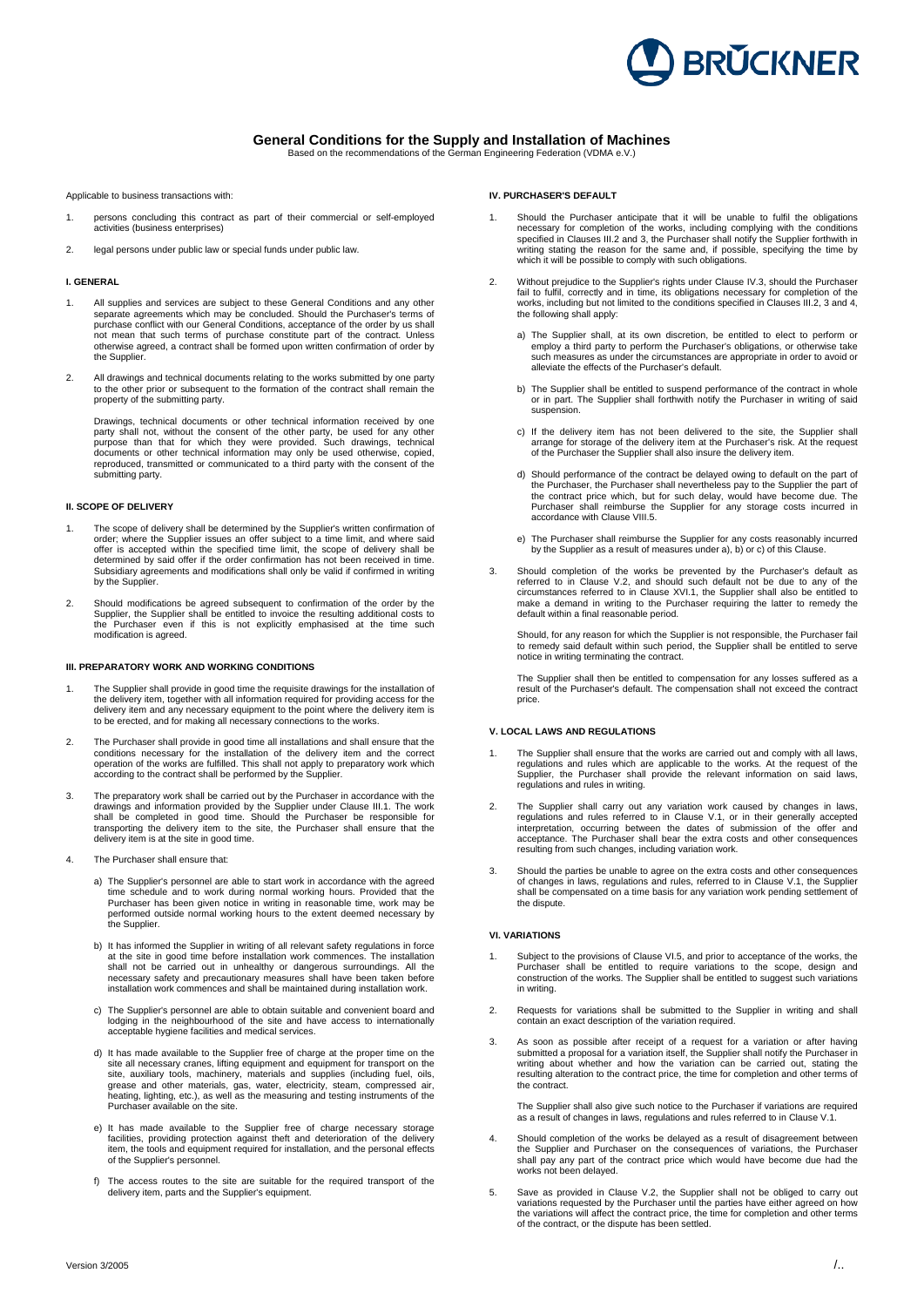# General Conditions for the Supply and Installation of Machines

Based on the recommendations of the German Engineering Federation (VDMA e.V.)

Applicable to business transactions with:

1. persons concluding this contract as part of their commercial or self-employed activities (business enterprises)
2. legal persons under public law or special funds under public law.

## I. GENERAL

1. All supplies and services are subject to these General Conditions and any other separate agreements which may be concluded. Should the Purchaser's terms of purchase conflict with our General Conditions, acceptance of the order by us shall not mean that such terms of purchase constitute part of the contract. Unless otherwise agreed, a contract shall be formed upon written confirmation of order by the Supplier.
2. All drawings and technical documents relating to the works submitted by one party to the other prior or subsequent to the formation of the contract shall remain the property of the submitting party.

   Drawings, technical documents or other technical information received by one party shall not, without the consent of the other party, be used for any other purpose than that for which they were provided. Such drawings, technical documents or other technical information may only be used otherwise, copied, reproduced, transmitted or communicated to a third party with the consent of the submitting party.

## II. SCOPE OF DELIVERY

1. The scope of delivery shall be determined by the Supplier's written confirmation of order; where the Supplier issues an offer subject to a time limit, and where said offer is accepted within the specified time limit, the scope of delivery shall be determined by said offer if the order confirmation has not been received in time. Subsidiary agreements and modifications shall only be valid if confirmed in writing by the Supplier.
2. Should modifications be agreed subsequent to confirmation of the order by the Supplier, the Supplier shall be entitled to invoice the resulting additional costs to the Purchaser even if this is not explicitly emphasised at the time such modification is agreed.

## III. PREPARATORY WORK AND WORKING CONDITIONS

1. The Supplier shall provide in good time the requisite drawings for the installation of the delivery item, together with all information required for providing access for the delivery item and any necessary equipment to the point where the delivery item is to be erected, and for making all necessary connections to the works.
2. The Purchaser shall provide in good time all installations and shall ensure that the conditions necessary for the installation of the delivery item and the correct operation of the works are fulfilled. This shall not apply to preparatory work which according to the contract shall be performed by the Supplier.
3. The preparatory work shall be carried out by the Purchaser in accordance with the drawings and information provided by the Supplier under Clause III.1. The work shall be completed in good time. Should the Purchaser be responsible for transporting the delivery item to the site, the Purchaser shall ensure that the delivery item is at the site in good time.
4. The Purchaser shall ensure that:

   a) The Supplier's personnel are able to start work in accordance with the agreed time schedule and to work during normal working hours. Provided that the Purchaser has been given notice in writing in reasonable time, work may be performed outside normal working hours to the extent deemed necessary by the Supplier.

   b) It has informed the Supplier in writing of all relevant safety regulations in force at the site in good time before installation work commences. The installation shall not be carried out in unhealthy or dangerous surroundings. All the necessary safety and precautionary measures shall have been taken before installation work commences and shall be maintained during installation work.

   c) The Supplier's personnel are able to obtain suitable and convenient board and lodging in the neighbourhood of the site and have access to internationally acceptable hygiene facilities and medical services.

   d) It has made available to the Supplier free of charge at the proper time on the site all necessary cranes, lifting equipment and equipment for transport on the site, auxiliary tools, machinery, materials and supplies (including fuel, oils, grease and other materials, gas, water, electricity, steam, compressed air, heating, lighting, etc.), as well as the measuring and testing instruments of the Purchaser available on the site.

   e) It has made available to the Supplier free of charge necessary storage facilities, providing protection against theft and deterioration of the delivery item, the tools and equipment required for installation, and the personal effects of the Supplier's personnel.

   f) The access routes to the site are suitable for the required transport of the delivery item, parts and the Supplier's equipment.

## IV. PURCHASER'S DEFAULT

1. Should the Purchaser anticipate that it will be unable to fulfil the obligations necessary for completion of the works, including complying with the conditions specified in Clauses III.2 and 3, the Purchaser shall notify the Supplier forthwith in writing stating the reason for the same and, if possible, specifying the time by which it will be possible to comply with such obligations.
2. Without prejudice to the Supplier's rights under Clause IV.3, should the Purchaser fail to fulfil, correctly and in time, its obligations necessary for completion of the works, including but not limited to the conditions specified in Clauses III.2, 3 and 4, the following shall apply:

   a) The Supplier shall, at its own discretion, be entitled to elect to perform or employ a third party to perform the Purchaser's obligations, or otherwise take such measures as under the circumstances are appropriate in order to avoid or alleviate the effects of the Purchaser's default.

   b) The Supplier shall be entitled to suspend performance of the contract in whole or in part. The Supplier shall forthwith notify the Purchaser in writing of said suspension.

   c) If the delivery item has not been delivered to the site, the Supplier shall arrange for storage of the delivery item at the Purchaser's risk. At the request of the Purchaser the Supplier shall also insure the delivery item.

   d) Should performance of the contract be delayed owing to default on the part of the Purchaser, the Purchaser shall nevertheless pay to the Supplier the part of the contract price which, but for such delay, would have become due. The Purchaser shall reimburse the Supplier for any storage costs incurred in accordance with Clause VIII.5.

   e) The Purchaser shall reimburse the Supplier for any costs reasonably incurred by the Supplier as a result of measures under a), b) or c) of this Clause.
3. Should completion of the works be prevented by the Purchaser's default as referred to in Clause V.2, and should such default not be due to any of the circumstances referred to in Clause XVI.1, the Supplier shall also be entitled to make a demand in writing to the Purchaser requiring the latter to remedy the default within a final reasonable period.

   Should, for any reason for which the Supplier is not responsible, the Purchaser fail to remedy said default within such period, the Supplier shall be entitled to serve notice in writing terminating the contract.

   The Supplier shall then be entitled to compensation for any losses suffered as a result of the Purchaser's default. The compensation shall not exceed the contract price.

## V. LOCAL LAWS AND REGULATIONS

1. The Supplier shall ensure that the works are carried out and comply with all laws, regulations and rules which are applicable to the works. At the request of the Supplier, the Purchaser shall provide the relevant information on said laws, regulations and rules in writing.
2. The Supplier shall carry out any variation work caused by changes in laws, regulations and rules referred to in Clause V.1, or in their generally accepted interpretation, occurring between the dates of submission of the offer and acceptance. The Purchaser shall bear the extra costs and other consequences resulting from such changes, including variation work.
3. Should the parties be unable to agree on the extra costs and other consequences of changes in laws, regulations and rules, referred to in Clause V.1, the Supplier shall be compensated on a time basis for any variation work pending settlement of the dispute.

## VI. VARIATIONS

1. Subject to the provisions of Clause VI.5, and prior to acceptance of the works, the Purchaser shall be entitled to require variations to the scope, design and construction of the works. The Supplier shall be entitled to suggest such variations in writing.
2. Requests for variations shall be submitted to the Supplier in writing and shall contain an exact description of the variation required.
3. As soon as possible after receipt of a request for a variation or after having submitted a proposal for a variation itself, the Supplier shall notify the Purchaser in writing about whether and how the variation can be carried out, stating the resulting alteration to the contract price, the time for completion and other terms of the contract.

   The Supplier shall also give such notice to the Purchaser if variations are required as a result of changes in laws, regulations and rules referred to in Clause V.1.
4. Should completion of the works be delayed as a result of disagreement between the Supplier and Purchaser on the consequences of variations, the Purchaser shall pay any part of the contract price which would have become due had the works not been delayed.
5. Save as provided in Clause V.2, the Supplier shall not be obliged to carry out variations requested by the Purchaser until the parties have either agreed on how the variations will affect the contract price, the time for completion and other terms of the contract, or the dispute has been settled.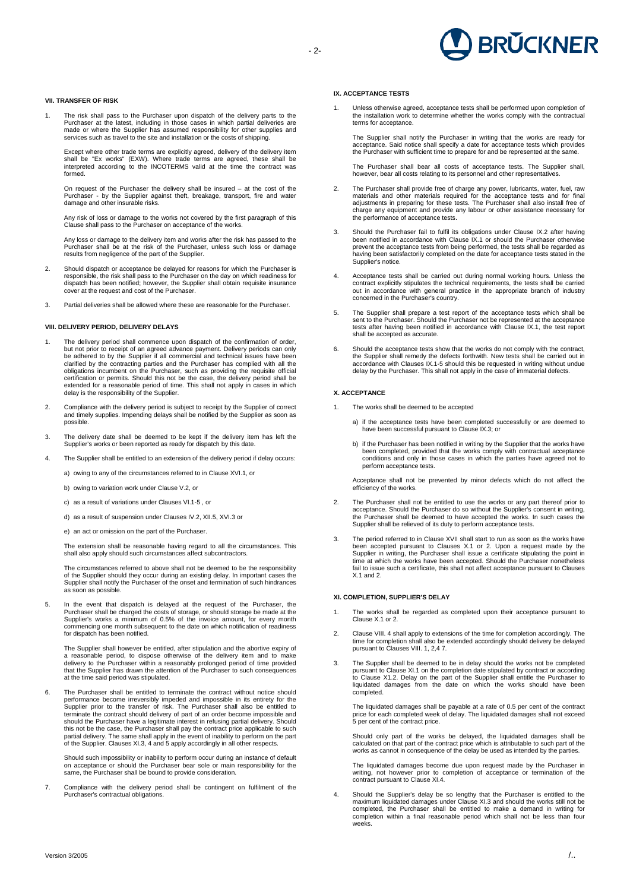## VII. TRANSFER OF RISK

1. The risk shall pass to the Purchaser upon dispatch of the delivery parts to the Purchaser at the latest, including in those cases in which partial deliveries are made or where the Supplier has assumed responsibility for other supplies and services such as travel to the site and installation or the costs of shipping.

   Except where other trade terms are explicitly agreed, delivery of the delivery item shall be "Ex works" (EXW). Where trade terms are agreed, these shall be interpreted according to the INCOTERMS valid at the time the contract was formed.

   On request of the Purchaser the delivery shall be insured – at the cost of the Purchaser - by the Supplier against theft, breakage, transport, fire and water damage and other insurable risks.

   Any risk of loss or damage to the works not covered by the first paragraph of this Clause shall pass to the Purchaser on acceptance of the works.

   Any loss or damage to the delivery item and works after the risk has passed to the Purchaser shall be at the risk of the Purchaser, unless such loss or damage results from negligence of the part of the Supplier.

2. Should dispatch or acceptance be delayed for reasons for which the Purchaser is responsible, the risk shall pass to the Purchaser on the day on which readiness for dispatch has been notified; however, the Supplier shall obtain requisite insurance cover at the request and cost of the Purchaser.

3. Partial deliveries shall be allowed where these are reasonable for the Purchaser.

## VIII. DELIVERY PERIOD, DELIVERY DELAYS

1. The delivery period shall commence upon dispatch of the confirmation of order, but not prior to receipt of an agreed advance payment. Delivery periods can only be adhered to by the Supplier if all commercial and technical issues have been clarified by the contracting parties and the Purchaser has complied with all the obligations incumbent on the Purchaser, such as providing the requisite official certification or permits. Should this not be the case, the delivery period shall be extended for a reasonable period of time. This shall not apply in cases in which delay is the responsibility of the Supplier.

2. Compliance with the delivery period is subject to receipt by the Supplier of correct and timely supplies. Impending delays shall be notified by the Supplier as soon as possible.

3. The delivery date shall be deemed to be kept if the delivery item has left the Supplier's works or been reported as ready for dispatch by this date.

4. The Supplier shall be entitled to an extension of the delivery period if delay occurs:

   a) owing to any of the circumstances referred to in Clause XVI.1, or

   b) owing to variation work under Clause V.2, or

   c) as a result of variations under Clauses VI.1-5 , or

   d) as a result of suspension under Clauses IV.2, XII.5, XVI.3 or

   e) an act or omission on the part of the Purchaser.

   The extension shall be reasonable having regard to all the circumstances. This shall also apply should such circumstances affect subcontractors.

   The circumstances referred to above shall not be deemed to be the responsibility of the Supplier should they occur during an existing delay. In important cases the Supplier shall notify the Purchaser of the onset and termination of such hindrances as soon as possible.

5. In the event that dispatch is delayed at the request of the Purchaser, the Purchaser shall be charged the costs of storage, or should storage be made at the Supplier's works a minimum of 0.5% of the invoice amount, for every month commencing one month subsequent to the date on which notification of readiness for dispatch has been notified.

   The Supplier shall however be entitled, after stipulation and the abortive expiry of a reasonable period, to dispose otherwise of the delivery item and to make delivery to the Purchaser within a reasonably prolonged period of time provided that the Supplier has drawn the attention of the Purchaser to such consequences at the time said period was stipulated.

6. The Purchaser shall be entitled to terminate the contract without notice should performance become irreversibly impeded and impossible in its entirety for the Supplier prior to the transfer of risk. The Purchaser shall also be entitled to terminate the contract should delivery of part of an order become impossible and should the Purchaser have a legitimate interest in refusing partial delivery. Should this not be the case, the Purchaser shall pay the contract price applicable to such partial delivery. The same shall apply in the event of inability to perform on the part of the Supplier. Clauses XI.3, 4 and 5 apply accordingly in all other respects.

   Should such impossibility or inability to perform occur during an instance of default on acceptance or should the Purchaser bear sole or main responsibility for the same, the Purchaser shall be bound to provide consideration.

7. Compliance with the delivery period shall be contingent on fulfilment of the Purchaser's contractual obligations.

## IX. ACCEPTANCE TESTS

1. Unless otherwise agreed, acceptance tests shall be performed upon completion of the installation work to determine whether the works comply with the contractual terms for acceptance.

   The Supplier shall notify the Purchaser in writing that the works are ready for acceptance. Said notice shall specify a date for acceptance tests which provides the Purchaser with sufficient time to prepare for and be represented at the same.

   The Purchaser shall bear all costs of acceptance tests. The Supplier shall, however, bear all costs relating to its personnel and other representatives.

2. The Purchaser shall provide free of charge any power, lubricants, water, fuel, raw materials and other materials required for the acceptance tests and for final adjustments in preparing for these tests. The Purchaser shall also install free of charge any equipment and provide any labour or other assistance necessary for the performance of acceptance tests.

3. Should the Purchaser fail to fulfil its obligations under Clause IX.2 after having been notified in accordance with Clause IX.1 or should the Purchaser otherwise prevent the acceptance tests from being performed, the tests shall be regarded as having been satisfactorily completed on the date for acceptance tests stated in the Supplier's notice.

4. Acceptance tests shall be carried out during normal working hours. Unless the contract explicitly stipulates the technical requirements, the tests shall be carried out in accordance with general practice in the appropriate branch of industry concerned in the Purchaser's country.

5. The Supplier shall prepare a test report of the acceptance tests which shall be sent to the Purchaser. Should the Purchaser not be represented at the acceptance tests after having been notified in accordance with Clause IX.1, the test report shall be accepted as accurate.

6. Should the acceptance tests show that the works do not comply with the contract, the Supplier shall remedy the defects forthwith. New tests shall be carried out in accordance with Clauses IX.1-5 should this be requested in writing without undue delay by the Purchaser. This shall not apply in the case of immaterial defects.

## X. ACCEPTANCE

1. The works shall be deemed to be accepted

   a) if the acceptance tests have been completed successfully or are deemed to have been successful pursuant to Clause IX.3; or

   b) if the Purchaser has been notified in writing by the Supplier that the works have been completed, provided that the works comply with contractual acceptance conditions and only in those cases in which the parties have agreed not to perform acceptance tests.

   Acceptance shall not be prevented by minor defects which do not affect the efficiency of the works.

2. The Purchaser shall not be entitled to use the works or any part thereof prior to acceptance. Should the Purchaser do so without the Supplier's consent in writing, the Purchaser shall be deemed to have accepted the works. In such cases the Supplier shall be relieved of its duty to perform acceptance tests.

3. The period referred to in Clause XVII shall start to run as soon as the works have been accepted pursuant to Clauses X.1 or 2. Upon a request made by the Supplier in writing, the Purchaser shall issue a certificate stipulating the point in time at which the works have been accepted. Should the Purchaser nonetheless fail to issue such a certificate, this shall not affect acceptance pursuant to Clauses X.1 and 2.

## XI. COMPLETION, SUPPLIER'S DELAY

1. The works shall be regarded as completed upon their acceptance pursuant to Clause X.1 or 2.

2. Clause VIII. 4 shall apply to extensions of the time for completion accordingly. The time for completion shall also be extended accordingly should delivery be delayed pursuant to Clauses VIII. 1, 2,4 7.

3. The Supplier shall be deemed to be in delay should the works not be completed pursuant to Clause XI.1 on the completion date stipulated by contract or according to Clause XI.2. Delay on the part of the Supplier shall entitle the Purchaser to liquidated damages from the date on which the works should have been completed.

   The liquidated damages shall be payable at a rate of 0.5 per cent of the contract price for each completed week of delay. The liquidated damages shall not exceed 5 per cent of the contract price.

   Should only part of the works be delayed, the liquidated damages shall be calculated on that part of the contract price which is attributable to such part of the works as cannot in consequence of the delay be used as intended by the parties.

   The liquidated damages become due upon request made by the Purchaser in writing, not however prior to completion of acceptance or termination of the contract pursuant to Clause XI.4.

4. Should the Supplier's delay be so lengthy that the Purchaser is entitled to the maximum liquidated damages under Clause XI.3 and should the works still not be completed, the Purchaser shall be entitled to make a demand in writing for completion within a final reasonable period which shall not be less than four weeks.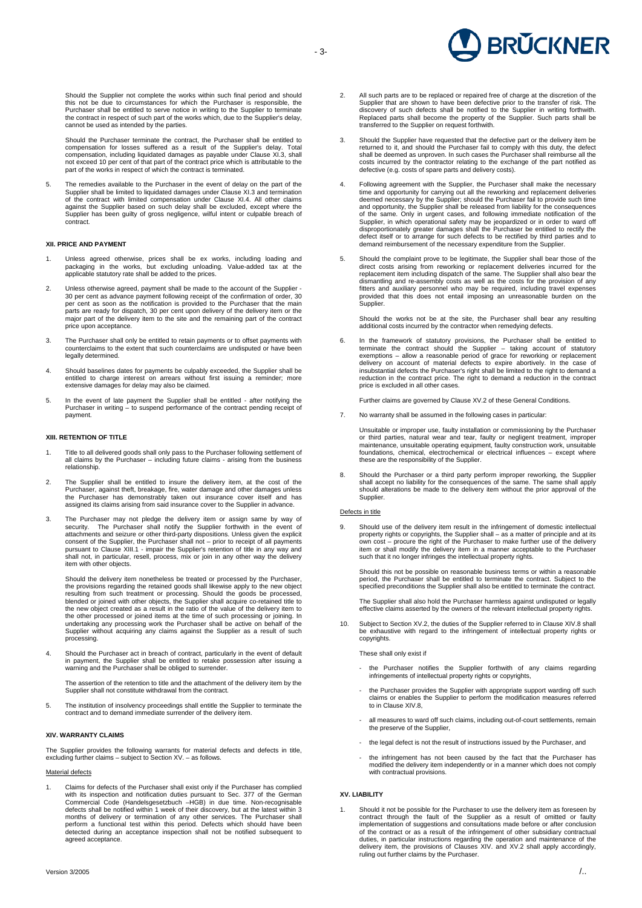Should the Supplier not complete the works within such final period and should this not be due to circumstances for which the Purchaser is responsible, the Purchaser shall be entitled to serve notice in writing to the Supplier to terminate the contract in respect of such part of the works which, due to the Supplier's delay, cannot be used as intended by the parties.

Should the Purchaser terminate the contract, the Purchaser shall be entitled to compensation for losses suffered as a result of the Supplier's delay. Total compensation, including liquidated damages as payable under Clause XI.3, shall not exceed 10 per cent of that part of the contract price which is attributable to the part of the works in respect of which the contract is terminated.

5. The remedies available to the Purchaser in the event of delay on the part of the Supplier shall be limited to liquidated damages under Clause XI.3 and termination of the contract with limited compensation under Clause XI.4. All other claims against the Supplier based on such delay shall be excluded, except where the Supplier has been guilty of gross negligence, wilful intent or culpable breach of contract.

### XII. PRICE AND PAYMENT

1. Unless agreed otherwise, prices shall be ex works, including loading and packaging in the works, but excluding unloading. Value-added tax at the applicable statutory rate shall be added to the prices.
2. Unless otherwise agreed, payment shall be made to the account of the Supplier - 30 per cent as advance payment following receipt of the confirmation of order, 30 per cent as soon as the notification is provided to the Purchaser that the main parts are ready for dispatch, 30 per cent upon delivery of the delivery item or the major part of the delivery item to the site and the remaining part of the contract price upon acceptance.
3. The Purchaser shall only be entitled to retain payments or to offset payments with counterclaims to the extent that such counterclaims are undisputed or have been legally determined.
4. Should baselines dates for payments be culpably exceeded, the Supplier shall be entitled to charge interest on arrears without first issuing a reminder; more extensive damages for delay may also be claimed.
5. In the event of late payment the Supplier shall be entitled - after notifying the Purchaser in writing – to suspend performance of the contract pending receipt of payment.

### XIII. RETENTION OF TITLE

1. Title to all delivered goods shall only pass to the Purchaser following settlement of all claims by the Purchaser – including future claims - arising from the business relationship.
2. The Supplier shall be entitled to insure the delivery item, at the cost of the Purchaser, against theft, breakage, fire, water damage and other damages unless the Purchaser has demonstrably taken out insurance cover itself and has assigned its claims arising from said insurance cover to the Supplier in advance.
3. The Purchaser may not pledge the delivery item or assign same by way of security. The Purchaser shall notify the Supplier forthwith in the event of attachments and seizure or other third-party dispositions. Unless given the explicit consent of the Supplier, the Purchaser shall not – prior to receipt of all payments pursuant to Clause XIII.1 - impair the Supplier's retention of title in any way and shall not, in particular, resell, process, mix or join in any other way the delivery item with other objects.

   Should the delivery item nonetheless be treated or processed by the Purchaser, the provisions regarding the retained goods shall likewise apply to the new object resulting from such treatment or processing. Should the goods be processed, blended or joined with other objects, the Supplier shall acquire co-retained title to the new object created as a result in the ratio of the value of the delivery item to the other processed or joined items at the time of such processing or joining. In undertaking any processing work the Purchaser shall be active on behalf of the Supplier without acquiring any claims against the Supplier as a result of such processing.
4. Should the Purchaser act in breach of contract, particularly in the event of default in payment, the Supplier shall be entitled to retake possession after issuing a warning and the Purchaser shall be obliged to surrender.

   The assertion of the retention to title and the attachment of the delivery item by the Supplier shall not constitute withdrawal from the contract.
5. The institution of insolvency proceedings shall entitle the Supplier to terminate the contract and to demand immediate surrender of the delivery item.

### XIV. WARRANTY CLAIMS

The Supplier provides the following warrants for material defects and defects in title, excluding further claims – subject to Section XV. – as follows.

<u>Material defects</u>

1. Claims for defects of the Purchaser shall exist only if the Purchaser has complied with its inspection and notification duties pursuant to Sec. 377 of the German Commercial Code (Handelsgesetzbuch –HGB) in due time. Non-recognisable defects shall be notified within 1 week of their discovery, but at the latest within 3 months of delivery or termination of any other services. The Purchaser shall perform a functional test within this period. Defects which should have been detected during an acceptance inspection shall not be notified subsequent to agreed acceptance.
2. All such parts are to be replaced or repaired free of charge at the discretion of the Supplier that are shown to have been defective prior to the transfer of risk. The discovery of such defects shall be notified to the Supplier in writing forthwith. Replaced parts shall become the property of the Supplier. Such parts shall be transferred to the Supplier on request forthwith.
3. Should the Supplier have requested that the defective part or the delivery item be returned to it, and should the Purchaser fail to comply with this duty, the defect shall be deemed as unproven. In such cases the Purchaser shall reimburse all the costs incurred by the contractor relating to the exchange of the part notified as defective (e.g. costs of spare parts and delivery costs).
4. Following agreement with the Supplier, the Purchaser shall make the necessary time and opportunity for carrying out all the reworking and replacement deliveries deemed necessary by the Supplier; should the Purchaser fail to provide such time and opportunity, the Supplier shall be released from liability for the consequences of the same. Only in urgent cases, and following immediate notification of the Supplier, in which operational safety may be jeopardized or in order to ward off disproportionately greater damages shall the Purchaser be entitled to rectify the defect itself or to arrange for such defects to be rectified by third parties and to demand reimbursement of the necessary expenditure from the Supplier.
5. Should the complaint prove to be legitimate, the Supplier shall bear those of the direct costs arising from reworking or replacement deliveries incurred for the replacement item including dispatch of the same. The Supplier shall also bear the dismantling and re-assembly costs as well as the costs for the provision of any fitters and auxiliary personnel who may be required, including travel expenses provided that this does not entail imposing an unreasonable burden on the Supplier.

   Should the works not be at the site, the Purchaser shall bear any resulting additional costs incurred by the contractor when remedying defects.
6. In the framework of statutory provisions, the Purchaser shall be entitled to terminate the contract should the Supplier – taking account of statutory exemptions – allow a reasonable period of grace for reworking or replacement delivery on account of material defects to expire abortively. In the case of insubstantial defects the Purchaser's right shall be limited to the right to demand a reduction in the contract price. The right to demand a reduction in the contract price is excluded in all other cases.

   Further claims are governed by Clause XV.2 of these General Conditions.
7. No warranty shall be assumed in the following cases in particular:

   Unsuitable or improper use, faulty installation or commissioning by the Purchaser or third parties, natural wear and tear, faulty or negligent treatment, improper maintenance, unsuitable operating equipment, faulty construction work, unsuitable foundations, chemical, electrochemical or electrical influences – except where these are the responsibility of the Supplier.
8. Should the Purchaser or a third party perform improper reworking, the Supplier shall accept no liability for the consequences of the same. The same shall apply should alterations be made to the delivery item without the prior approval of the Supplier.

<u>Defects in title</u>

9. Should use of the delivery item result in the infringement of domestic intellectual property rights or copyrights, the Supplier shall – as a matter of principle and at its own cost – procure the right of the Purchaser to make further use of the delivery item or shall modify the delivery item in a manner acceptable to the Purchaser such that it no longer infringes the intellectual property rights.

   Should this not be possible on reasonable business terms or within a reasonable period, the Purchaser shall be entitled to terminate the contract. Subject to the specified preconditions the Supplier shall also be entitled to terminate the contract.

   The Supplier shall also hold the Purchaser harmless against undisputed or legally effective claims asserted by the owners of the relevant intellectual property rights.
10. Subject to Section XV.2, the duties of the Supplier referred to in Clause XIV.8 shall be exhaustive with regard to the infringement of intellectual property rights or copyrights.

    These shall only exist if

    - the Purchaser notifies the Supplier forthwith of any claims regarding infringements of intellectual property rights or copyrights,
    - the Purchaser provides the Supplier with appropriate support warding off such claims or enables the Supplier to perform the modification measures referred to in Clause XIV.8,
    - all measures to ward off such claims, including out-of-court settlements, remain the preserve of the Supplier,
    - the legal defect is not the result of instructions issued by the Purchaser, and
    - the infringement has not been caused by the fact that the Purchaser has modified the delivery item independently or in a manner which does not comply with contractual provisions.

### XV. LIABILITY

1. Should it not be possible for the Purchaser to use the delivery item as foreseen by contract through the fault of the Supplier as a result of omitted or faulty implementation of suggestions and consultations made before or after conclusion of the contract or as a result of the infringement of other subsidiary contractual duties, in particular instructions regarding the operation and maintenance of the delivery item, the provisions of Clauses XIV. and XV.2 shall apply accordingly, ruling out further claims by the Purchaser.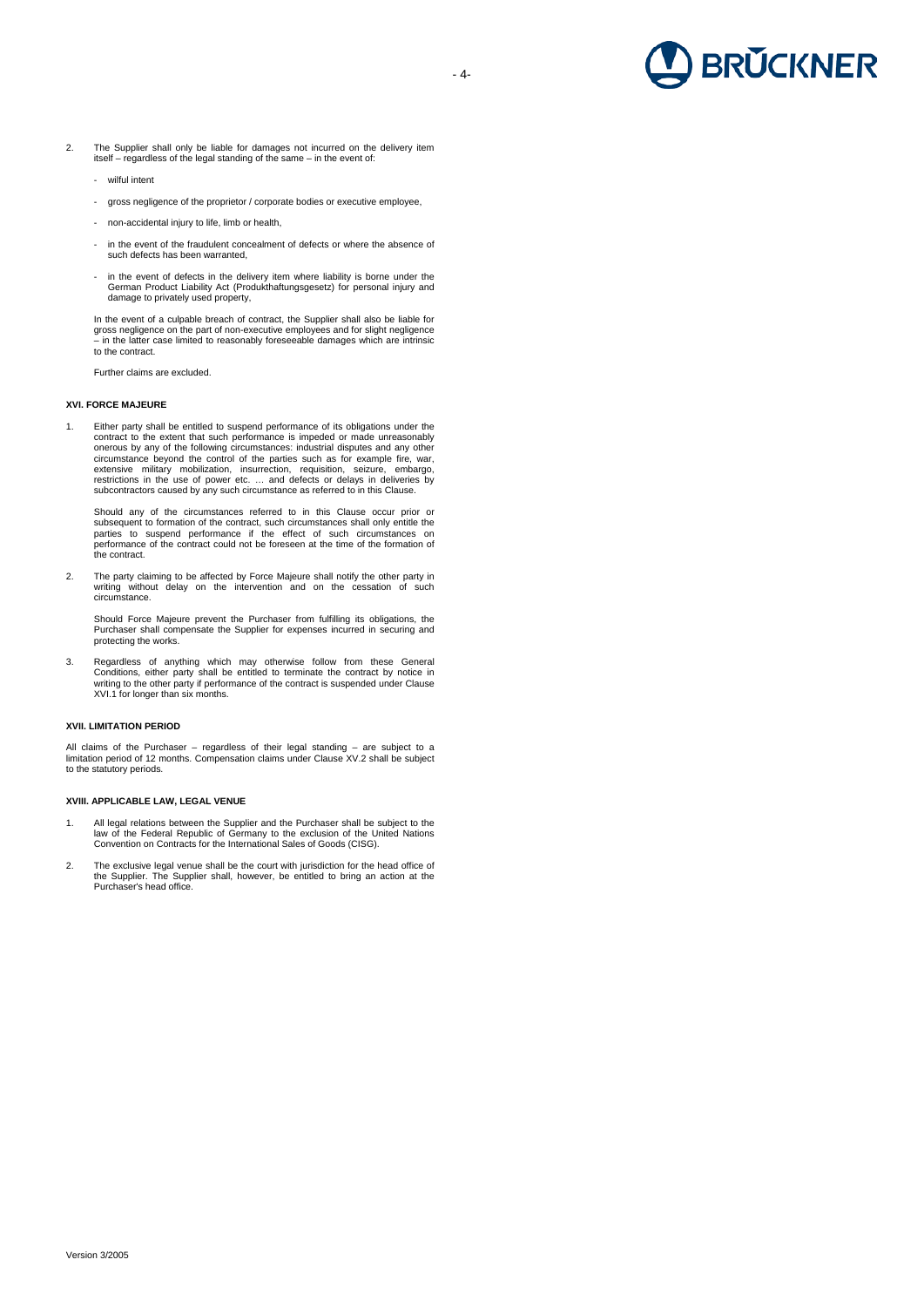2. The Supplier shall only be liable for damages not incurred on the delivery item itself – regardless of the legal standing of the same – in the event of:

   - wilful intent
   - gross negligence of the proprietor / corporate bodies or executive employee,
   - non-accidental injury to life, limb or health,
   - in the event of the fraudulent concealment of defects or where the absence of such defects has been warranted,
   - in the event of defects in the delivery item where liability is borne under the German Product Liability Act (Produkthaftungsgesetz) for personal injury and damage to privately used property,

   In the event of a culpable breach of contract, the Supplier shall also be liable for gross negligence on the part of non-executive employees and for slight negligence – in the latter case limited to reasonably foreseeable damages which are intrinsic to the contract.

   Further claims are excluded.

### XVI. FORCE MAJEURE

1. Either party shall be entitled to suspend performance of its obligations under the contract to the extent that such performance is impeded or made unreasonably onerous by any of the following circumstances: industrial disputes and any other circumstance beyond the control of the parties such as for example fire, war, extensive military mobilization, insurrection, requisition, seizure, embargo, restrictions in the use of power etc. … and defects or delays in deliveries by subcontractors caused by any such circumstance as referred to in this Clause.

   Should any of the circumstances referred to in this Clause occur prior or subsequent to formation of the contract, such circumstances shall only entitle the parties to suspend performance if the effect of such circumstances on performance of the contract could not be foreseen at the time of the formation of the contract.

2. The party claiming to be affected by Force Majeure shall notify the other party in writing without delay on the intervention and on the cessation of such circumstance.

   Should Force Majeure prevent the Purchaser from fulfilling its obligations, the Purchaser shall compensate the Supplier for expenses incurred in securing and protecting the works.

3. Regardless of anything which may otherwise follow from these General Conditions, either party shall be entitled to terminate the contract by notice in writing to the other party if performance of the contract is suspended under Clause XVI.1 for longer than six months.

### XVII. LIMITATION PERIOD

All claims of the Purchaser – regardless of their legal standing – are subject to a limitation period of 12 months. Compensation claims under Clause XV.2 shall be subject to the statutory periods.

### XVIII. APPLICABLE LAW, LEGAL VENUE

1. All legal relations between the Supplier and the Purchaser shall be subject to the law of the Federal Republic of Germany to the exclusion of the United Nations Convention on Contracts for the International Sales of Goods (CISG).

2. The exclusive legal venue shall be the court with jurisdiction for the head office of the Supplier. The Supplier shall, however, be entitled to bring an action at the Purchaser's head office.